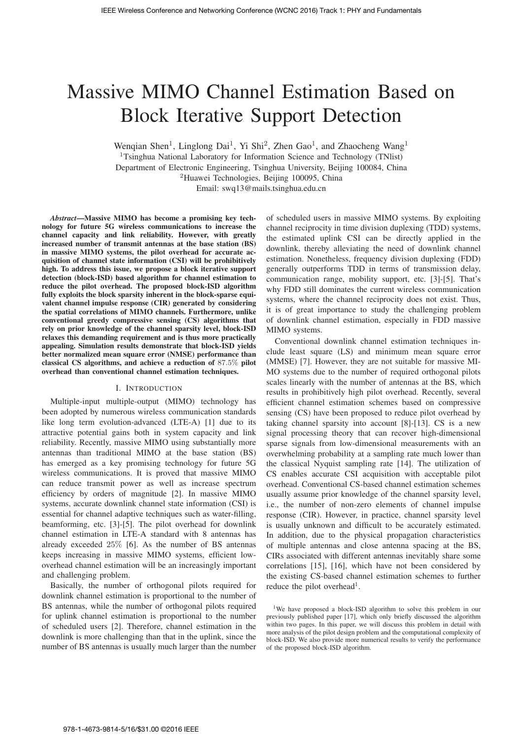# Massive MIMO Channel Estimation Based on Block Iterative Support Detection

Wenqian Shen[1], Linglong Dai[1], Yi Shi[2], Zhen Gao[1], and Zhaocheng Wang[1]

[1]Tsinghua National Laboratory for Information Science and Technology (TNlist)
Department of Electronic Engineering, Tsinghua University, Beijing 100084, China
[2]Huawei Technologies, Beijing 100095, China
Email: swq13@mails.tsinghua.edu.cn

***Abstract*—Massive MIMO has become a promising key technology for future 5G wireless communications to increase the channel capacity and link reliability. However, with greatly increased number of transmit antennas at the base station (BS) in massive MIMO systems, the pilot overhead for accurate acquisition of channel state information (CSI) will be prohibitively high. To address this issue, we propose a block iterative support detection (block-ISD) based algorithm for channel estimation to reduce the pilot overhead. The proposed block-ISD algorithm fully exploits the block sparsity inherent in the block-sparse equivalent channel impulse response (CIR) generated by considering the spatial correlations of MIMO channels. Furthermore, unlike conventional greedy compressive sensing (CS) algorithms that rely on prior knowledge of the channel sparsity level, block-ISD relaxes this demanding requirement and is thus more practically appealing. Simulation results demonstrate that block-ISD yields better normalized mean square error (NMSE) performance than classical CS algorithms, and achieve a reduction of $87.5\%$ pilot overhead than conventional channel estimation techniques.**

## I. Introduction

Multiple-input multiple-output (MIMO) technology has been adopted by numerous wireless communication standards like long term evolution-advanced (LTE-A) [1] due to its attractive potential gains both in system capacity and link reliability. Recently, massive MIMO using substantially more antennas than traditional MIMO at the base station (BS) has emerged as a key promising technology for future 5G wireless communications. It is proved that massive MIMO can reduce transmit power as well as increase spectrum efficiency by orders of magnitude [2]. In massive MIMO systems, accurate downlink channel state information (CSI) is essential for channel adaptive techniques such as water-filling, beamforming, etc. [3]-[5]. The pilot overhead for downlink channel estimation in LTE-A standard with 8 antennas has already exceeded $25\%$ [6]. As the number of BS antennas keeps increasing in massive MIMO systems, efficient low-overhead channel estimation will be an increasingly important and challenging problem.

Basically, the number of orthogonal pilots required for downlink channel estimation is proportional to the number of BS antennas, while the number of orthogonal pilots required for uplink channel estimation is proportional to the number of scheduled users [2]. Therefore, channel estimation in the downlink is more challenging than that in the uplink, since the number of BS antennas is usually much larger than the number of scheduled users in massive MIMO systems. By exploiting channel reciprocity in time division duplexing (TDD) systems, the estimated uplink CSI can be directly applied in the downlink, thereby alleviating the need of downlink channel estimation. Nonetheless, frequency division duplexing (FDD) generally outperforms TDD in terms of transmission delay, communication range, mobility support, etc. [3]-[5]. That's why FDD still dominates the current wireless communication systems, where the channel reciprocity does not exist. Thus, it is of great importance to study the challenging problem of downlink channel estimation, especially in FDD massive MIMO systems.

Conventional downlink channel estimation techniques include least square (LS) and minimum mean square error (MMSE) [7]. However, they are not suitable for massive MIMO systems due to the number of required orthogonal pilots scales linearly with the number of antennas at the BS, which results in prohibitively high pilot overhead. Recently, several efficient channel estimation schemes based on compressive sensing (CS) have been proposed to reduce pilot overhead by taking channel sparsity into account [8]-[13]. CS is a new signal processing theory that can recover high-dimensional sparse signals from low-dimensional measurements with an overwhelming probability at a sampling rate much lower than the classical Nyquist sampling rate [14]. The utilization of CS enables accurate CSI acquisition with acceptable pilot overhead. Conventional CS-based channel estimation schemes usually assume prior knowledge of the channel sparsity level, i.e., the number of non-zero elements of channel impulse response (CIR). However, in practice, channel sparsity level is usually unknown and difficult to be accurately estimated. In addition, due to the physical propagation characteristics of multiple antennas and close antenna spacing at the BS, CIRs associated with different antennas inevitably share some correlations [15], [16], which have not been considered by the existing CS-based channel estimation schemes to further reduce the pilot overhead[1].

[1]We have proposed a block-ISD algorithm to solve this problem in our previously published paper [17], which only briefly discussed the algorithm within two pages. In this paper, we will discuss this problem in detail with more analysis of the pilot design problem and the computational complexity of block-ISD. We also provide more numerical results to verify the performance of the proposed block-ISD algorithm.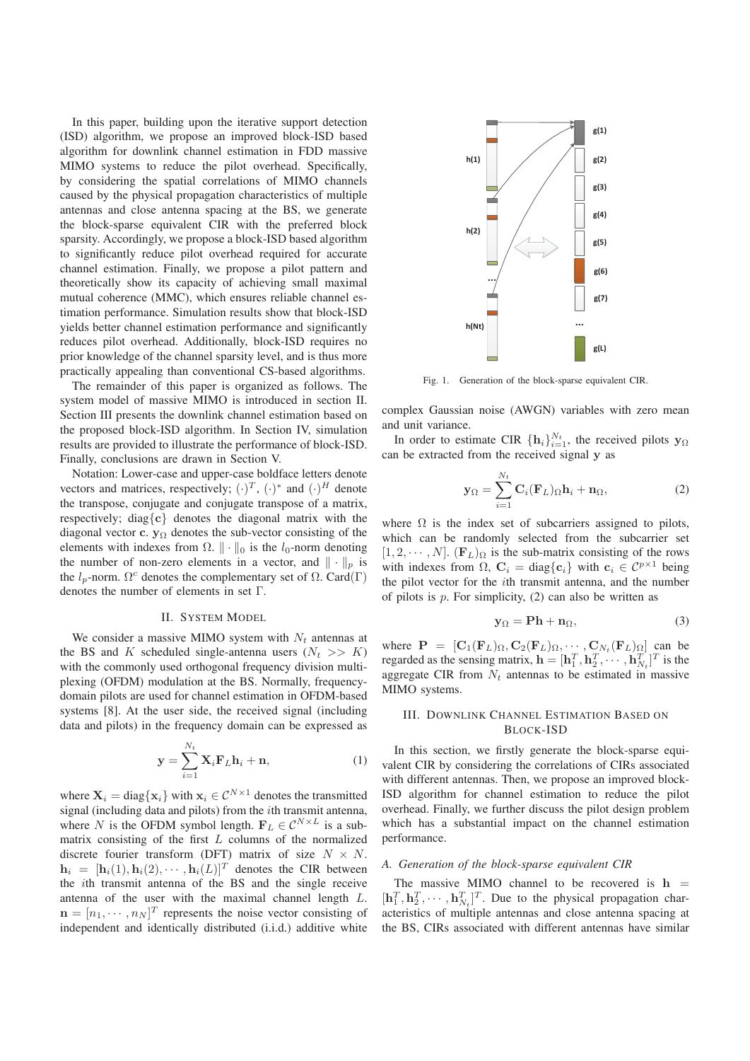In this paper, building upon the iterative support detection (ISD) algorithm, we propose an improved block-ISD based algorithm for downlink channel estimation in FDD massive MIMO systems to reduce the pilot overhead. Specifically, by considering the spatial correlations of MIMO channels caused by the physical propagation characteristics of multiple antennas and close antenna spacing at the BS, we generate the block-sparse equivalent CIR with the preferred block sparsity. Accordingly, we propose a block-ISD based algorithm to significantly reduce pilot overhead required for accurate channel estimation. Finally, we propose a pilot pattern and theoretically show its capacity of achieving small maximal mutual coherence (MMC), which ensures reliable channel estimation performance. Simulation results show that block-ISD yields better channel estimation performance and significantly reduces pilot overhead. Additionally, block-ISD requires no prior knowledge of the channel sparsity level, and is thus more practically appealing than conventional CS-based algorithms.

The remainder of this paper is organized as follows. The system model of massive MIMO is introduced in section II. Section III presents the downlink channel estimation based on the proposed block-ISD algorithm. In Section IV, simulation results are provided to illustrate the performance of block-ISD. Finally, conclusions are drawn in Section V.

Notation: Lower-case and upper-case boldface letters denote vectors and matrices, respectively; $(\cdot)^T$, $(\cdot)^*$ and $(\cdot)^H$ denote the transpose, conjugate and conjugate transpose of a matrix, respectively; $\mathrm{diag}\{\mathbf{c}\}$ denotes the diagonal matrix with the diagonal vector $\mathbf{c}$. $\mathbf{y}_\Omega$ denotes the sub-vector consisting of the elements with indexes from $\Omega$. $\|\cdot\|_0$ is the $l_0$-norm denoting the number of non-zero elements in a vector, and $\|\cdot\|_p$ is the $l_p$-norm. $\Omega^c$ denotes the complementary set of $\Omega$. $\mathrm{Card}(\Gamma)$ denotes the number of elements in set $\Gamma$.

## II. System Model

We consider a massive MIMO system with $N_t$ antennas at the BS and $K$ scheduled single-antenna users ($N_t >> K$) with the commonly used orthogonal frequency division multiplexing (OFDM) modulation at the BS. Normally, frequency-domain pilots are used for channel estimation in OFDM-based systems [8]. At the user side, the received signal (including data and pilots) in the frequency domain can be expressed as

$$\mathbf{y} = \sum_{i=1}^{N_t} \mathbf{X}_i \mathbf{F}_L \mathbf{h}_i + \mathbf{n}, \tag{1}$$

where $\mathbf{X}_i = \mathrm{diag}\{\mathbf{x}_i\}$ with $\mathbf{x}_i \in \mathcal{C}^{N\times 1}$ denotes the transmitted signal (including data and pilots) from the $i$th transmit antenna, where $N$ is the OFDM symbol length. $\mathbf{F}_L \in \mathcal{C}^{N\times L}$ is a sub-matrix consisting of the first $L$ columns of the normalized discrete fourier transform (DFT) matrix of size $N \times N$. $\mathbf{h}_i = [\mathbf{h}_i(1), \mathbf{h}_i(2), \cdots, \mathbf{h}_i(L)]^T$ denotes the CIR between the $i$th transmit antenna of the BS and the single receive antenna of the user with the maximal channel length $L$. $\mathbf{n} = [n_1, \cdots, n_N]^T$ represents the noise vector consisting of independent and identically distributed (i.i.d.) additive white complex Gaussian noise (AWGN) variables with zero mean and unit variance.

Fig. 1. Generation of the block-sparse equivalent CIR.

In order to estimate CIR $\{\mathbf{h}_i\}_{i=1}^{N_t}$, the received pilots $\mathbf{y}_\Omega$ can be extracted from the received signal $\mathbf{y}$ as

$$\mathbf{y}_\Omega = \sum_{i=1}^{N_t} \mathbf{C}_i (\mathbf{F}_L)_\Omega \mathbf{h}_i + \mathbf{n}_\Omega, \tag{2}$$

where $\Omega$ is the index set of subcarriers assigned to pilots, which can be randomly selected from the subcarrier set $[1, 2, \cdots, N]$. $(\mathbf{F}_L)_\Omega$ is the sub-matrix consisting of the rows with indexes from $\Omega$, $\mathbf{C}_i = \mathrm{diag}\{\mathbf{c}_i\}$ with $\mathbf{c}_i \in \mathcal{C}^{p\times 1}$ being the pilot vector for the $i$th transmit antenna, and the number of pilots is $p$. For simplicity, (2) can also be written as

$$\mathbf{y}_\Omega = \mathbf{P}\mathbf{h} + \mathbf{n}_\Omega, \tag{3}$$

where $\mathbf{P} = [\mathbf{C}_1(\mathbf{F}_L)_\Omega, \mathbf{C}_2(\mathbf{F}_L)_\Omega, \cdots, \mathbf{C}_{N_t}(\mathbf{F}_L)_\Omega]$ can be regarded as the sensing matrix, $\mathbf{h} = [\mathbf{h}_1^T, \mathbf{h}_2^T, \cdots, \mathbf{h}_{N_t}^T]^T$ is the aggregate CIR from $N_t$ antennas to be estimated in massive MIMO systems.

## III. Downlink Channel Estimation Based on Block-ISD

In this section, we firstly generate the block-sparse equivalent CIR by considering the correlations of CIRs associated with different antennas. Then, we propose an improved block-ISD algorithm for channel estimation to reduce the pilot overhead. Finally, we further discuss the pilot design problem which has a substantial impact on the channel estimation performance.

### *A. Generation of the block-sparse equivalent CIR*

The massive MIMO channel to be recovered is $\mathbf{h} = [\mathbf{h}_1^T, \mathbf{h}_2^T, \cdots, \mathbf{h}_{N_t}^T]^T$. Due to the physical propagation characteristics of multiple antennas and close antenna spacing at the BS, CIRs associated with different antennas have similar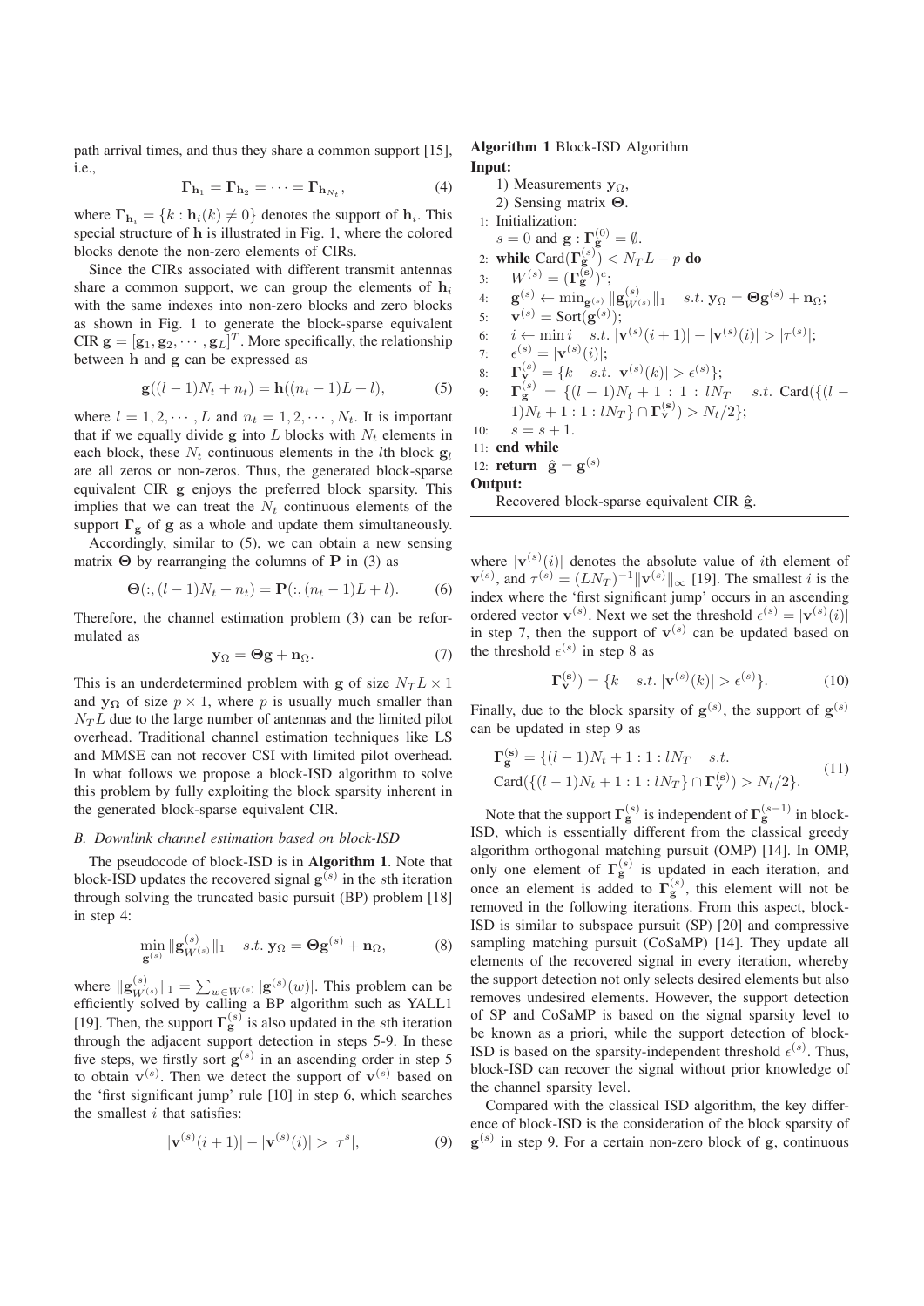path arrival times, and thus they share a common support [15], i.e.,

$$\mathbf{\Gamma}_{\mathbf{h}_1} = \mathbf{\Gamma}_{\mathbf{h}_2} = \cdots = \mathbf{\Gamma}_{\mathbf{h}_{N_t}}, \tag{4}$$

where $\mathbf{\Gamma}_{\mathbf{h}_i} = \{k : \mathbf{h}_i(k) \neq 0\}$ denotes the support of $\mathbf{h}_i$. This special structure of $\mathbf{h}$ is illustrated in Fig. 1, where the colored blocks denote the non-zero elements of CIRs.

Since the CIRs associated with different transmit antennas share a common support, we can group the elements of $\mathbf{h}_i$ with the same indexes into non-zero blocks and zero blocks as shown in Fig. 1 to generate the block-sparse equivalent CIR $\mathbf{g} = [\mathbf{g}_1, \mathbf{g}_2, \cdots, \mathbf{g}_L]^T$. More specifically, the relationship between $\mathbf{h}$ and $\mathbf{g}$ can be expressed as

$$\mathbf{g}((l-1)N_t + n_t) = \mathbf{h}((n_t - 1)L + l), \tag{5}$$

where $l = 1, 2, \cdots, L$ and $n_t = 1, 2, \cdots, N_t$. It is important that if we equally divide $\mathbf{g}$ into $L$ blocks with $N_t$ elements in each block, these $N_t$ continuous elements in the $l$th block $\mathbf{g}_l$ are all zeros or non-zeros. Thus, the generated block-sparse equivalent CIR $\mathbf{g}$ enjoys the preferred block sparsity. This implies that we can treat the $N_t$ continuous elements of the support $\mathbf{\Gamma}_{\mathbf{g}}$ of $\mathbf{g}$ as a whole and update them simultaneously.

Accordingly, similar to (5), we can obtain a new sensing matrix $\mathbf{\Theta}$ by rearranging the columns of $\mathbf{P}$ in (3) as

$$\mathbf{\Theta}(:, (l-1)N_t + n_t) = \mathbf{P}(:, (n_t - 1)L + l). \tag{6}$$

Therefore, the channel estimation problem (3) can be reformulated as

$$\mathbf{y}_{\Omega} = \mathbf{\Theta}\mathbf{g} + \mathbf{n}_{\Omega}. \tag{7}$$

This is an underdetermined problem with $\mathbf{g}$ of size $N_T L \times 1$ and $\mathbf{y}_{\mathbf{\Omega}}$ of size $p \times 1$, where $p$ is usually much smaller than $N_T L$ due to the large number of antennas and the limited pilot overhead. Traditional channel estimation techniques like LS and MMSE can not recover CSI with limited pilot overhead. In what follows we propose a block-ISD algorithm to solve this problem by fully exploiting the block sparsity inherent in the generated block-sparse equivalent CIR.

### B. Downlink channel estimation based on block-ISD

The pseudocode of block-ISD is in **Algorithm 1**. Note that block-ISD updates the recovered signal $\mathbf{g}^{(s)}$ in the $s$th iteration through solving the truncated basic pursuit (BP) problem [18] in step 4:

$$\min_{\mathbf{g}^{(s)}} \|\mathbf{g}^{(s)}_{W^{(s)}}\|_1 \quad s.t. \; \mathbf{y}_{\Omega} = \mathbf{\Theta}\mathbf{g}^{(s)} + \mathbf{n}_{\Omega}, \tag{8}$$

where $\|\mathbf{g}^{(s)}_{W^{(s)}}\|_1 = \sum_{w \in W^{(s)}} |\mathbf{g}^{(s)}(w)|$. This problem can be efficiently solved by calling a BP algorithm such as YALL1 [19]. Then, the support $\mathbf{\Gamma}^{(s)}_{\mathbf{g}}$ is also updated in the $s$th iteration through the adjacent support detection in steps 5-9. In these five steps, we firstly sort $\mathbf{g}^{(s)}$ in an ascending order in step 5 to obtain $\mathbf{v}^{(s)}$. Then we detect the support of $\mathbf{v}^{(s)}$ based on the 'first significant jump' rule [10] in step 6, which searches the smallest $i$ that satisfies:

$$|\mathbf{v}^{(s)}(i+1)| - |\mathbf{v}^{(s)}(i)| > |\tau^{s}|, \tag{9}$$

**Algorithm 1** Block-ISD Algorithm

**Input:**
1) Measurements $\mathbf{y}_{\Omega}$,
2) Sensing matrix $\mathbf{\Theta}$.

1: Initialization:
   $s = 0$ and $\mathbf{g} : \mathbf{\Gamma}^{(0)}_{\mathbf{g}} = \emptyset$.
2: **while** $\mathrm{Card}(\mathbf{\Gamma}^{(s)}_{\mathbf{g}}) < N_T L - p$ **do**
3: $\quad W^{(s)} = (\mathbf{\Gamma}^{(\mathbf{s})}_{\mathbf{g}})^c$;
4: $\quad \mathbf{g}^{(s)} \leftarrow \min_{\mathbf{g}^{(s)}} \|\mathbf{g}^{(s)}_{W^{(s)}}\|_1 \quad s.t. \; \mathbf{y}_{\Omega} = \mathbf{\Theta}\mathbf{g}^{(s)} + \mathbf{n}_{\Omega}$;
5: $\quad \mathbf{v}^{(s)} = \mathrm{Sort}(\mathbf{g}^{(s)})$;
6: $\quad i \leftarrow \min i \quad s.t. \; |\mathbf{v}^{(s)}(i+1)| - |\mathbf{v}^{(s)}(i)| > |\tau^{(s)}|$;
7: $\quad \epsilon^{(s)} = |\mathbf{v}^{(s)}(i)|$;
8: $\quad \mathbf{\Gamma}^{(s)}_{\mathbf{v}} = \{k \quad s.t. \; |\mathbf{v}^{(s)}(k)| > \epsilon^{(s)}\}$;
9: $\quad \mathbf{\Gamma}^{(s)}_{\mathbf{g}} = \{(l-1)N_t + 1 : 1 : lN_T \quad s.t. \; \mathrm{Card}(\{(l-1)N_t + 1 : 1 : lN_T\} \cap \mathbf{\Gamma}^{(\mathbf{s})}_{\mathbf{v}}) > N_t/2\}$;
10: $\quad s = s + 1$.
11: **end while**
12: **return** $\hat{\mathbf{g}} = \mathbf{g}^{(s)}$

**Output:**
Recovered block-sparse equivalent CIR $\hat{\mathbf{g}}$.

where $|\mathbf{v}^{(s)}(i)|$ denotes the absolute value of $i$th element of $\mathbf{v}^{(s)}$, and $\tau^{(s)} = (LN_T)^{-1}\|\mathbf{v}^{(s)}\|_{\infty}$ [19]. The smallest $i$ is the index where the 'first significant jump' occurs in an ascending ordered vector $\mathbf{v}^{(s)}$. Next we set the threshold $\epsilon^{(s)} = |\mathbf{v}^{(s)}(i)|$ in step 7, then the support of $\mathbf{v}^{(s)}$ can be updated based on the threshold $\epsilon^{(s)}$ in step 8 as

$$\mathbf{\Gamma}^{(\mathbf{s})}_{\mathbf{v}} = \{k \quad s.t. \; |\mathbf{v}^{(s)}(k)| > \epsilon^{(s)}\}. \tag{10}$$

Finally, due to the block sparsity of $\mathbf{g}^{(s)}$, the support of $\mathbf{g}^{(s)}$ can be updated in step 9 as

$$\begin{aligned} \mathbf{\Gamma}^{(\mathbf{s})}_{\mathbf{g}} = \{&(l-1)N_t + 1 : 1 : lN_T \quad s.t. \\ &\mathrm{Card}(\{(l-1)N_t + 1 : 1 : lN_T\} \cap \mathbf{\Gamma}^{(\mathbf{s})}_{\mathbf{v}}) > N_t/2\}. \end{aligned} \tag{11}$$

Note that the support $\mathbf{\Gamma}^{(s)}_{\mathbf{g}}$ is independent of $\mathbf{\Gamma}^{(s-1)}_{\mathbf{g}}$ in block-ISD, which is essentially different from the classical greedy algorithm orthogonal matching pursuit (OMP) [14]. In OMP, only one element of $\mathbf{\Gamma}^{(s)}_{\mathbf{g}}$ is updated in each iteration, and once an element is added to $\mathbf{\Gamma}^{(s)}_{\mathbf{g}}$, this element will not be removed in the following iterations. From this aspect, block-ISD is similar to subspace pursuit (SP) [20] and compressive sampling matching pursuit (CoSaMP) [14]. They update all elements of the recovered signal in every iteration, whereby the support detection not only selects desired elements but also removes undesired elements. However, the support detection of SP and CoSaMP is based on the signal sparsity level to be known as a priori, while the support detection of block-ISD is based on the sparsity-independent threshold $\epsilon^{(s)}$. Thus, block-ISD can recover the signal without prior knowledge of the channel sparsity level.

Compared with the classical ISD algorithm, the key difference of block-ISD is the consideration of the block sparsity of $\mathbf{g}^{(s)}$ in step 9. For a certain non-zero block of $\mathbf{g}$, continuous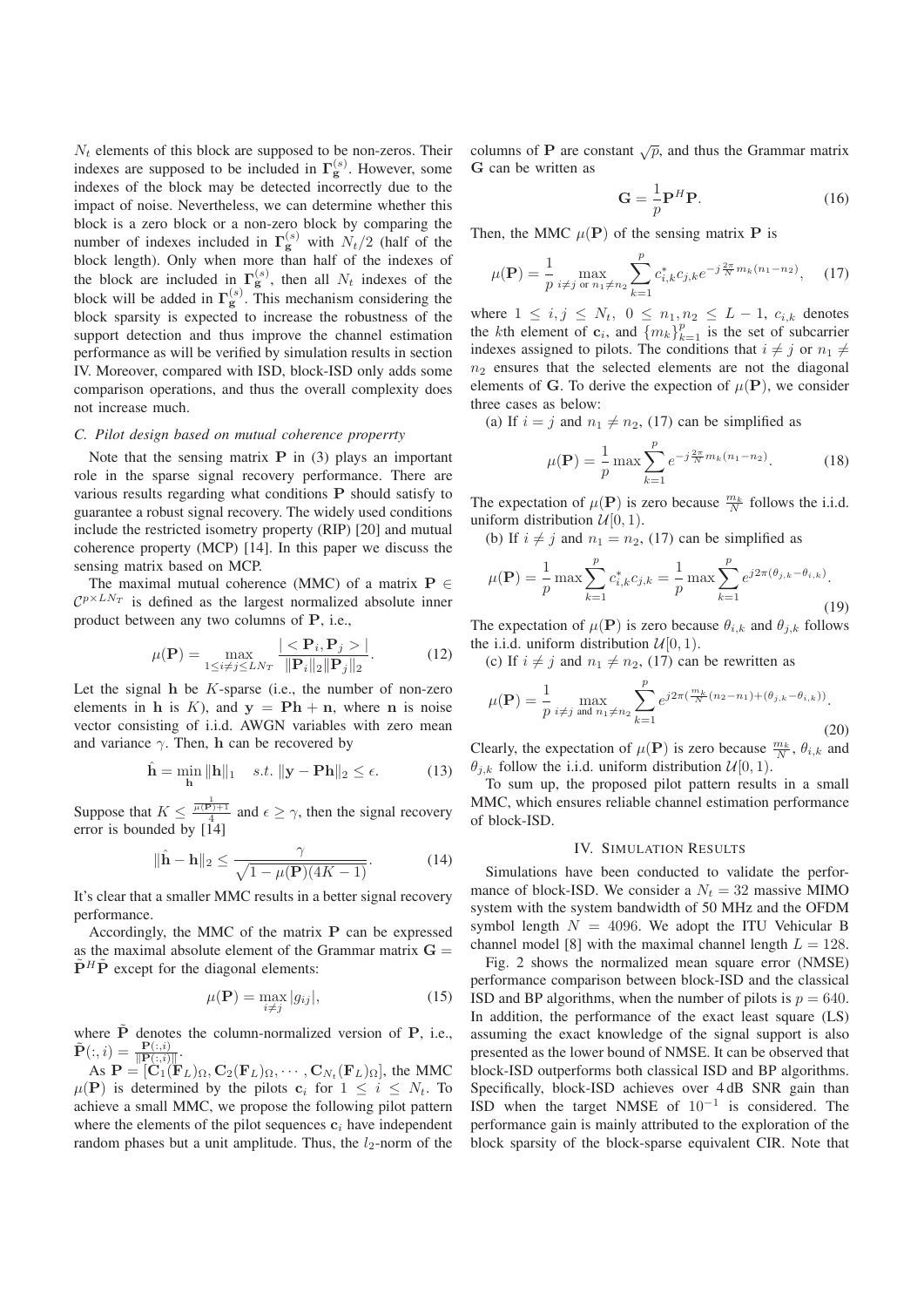$N_t$ elements of this block are supposed to be non-zeros. Their indexes are supposed to be included in $\mathbf{\Gamma}_{\mathbf{g}}^{(s)}$. However, some indexes of the block may be detected incorrectly due to the impact of noise. Nevertheless, we can determine whether this block is a zero block or a non-zero block by comparing the number of indexes included in $\mathbf{\Gamma}_{\mathbf{g}}^{(s)}$ with $N_t/2$ (half of the block length). Only when more than half of the indexes of the block are included in $\mathbf{\Gamma}_{\mathbf{g}}^{(s)}$, then all $N_t$ indexes of the block will be added in $\mathbf{\Gamma}_{\mathbf{g}}^{(s)}$. This mechanism considering the block sparsity is expected to increase the robustness of the support detection and thus improve the channel estimation performance as will be verified by simulation results in section IV. Moreover, compared with ISD, block-ISD only adds some comparison operations, and thus the overall complexity does not increase much.

### C. Pilot design based on mutual coherence properrty

Note that the sensing matrix $\mathbf{P}$ in (3) plays an important role in the sparse signal recovery performance. There are various results regarding what conditions $\mathbf{P}$ should satisfy to guarantee a robust signal recovery. The widely used conditions include the restricted isometry property (RIP) [20] and mutual coherence property (MCP) [14]. In this paper we discuss the sensing matrix based on MCP.

The maximal mutual coherence (MMC) of a matrix $\mathbf{P} \in \mathcal{C}^{p \times LN_T}$ is defined as the largest normalized absolute inner product between any two columns of $\mathbf{P}$, i.e.,

$$\mu(\mathbf{P}) = \max_{1 \leq i \neq j \leq LN_T} \frac{| < \mathbf{P}_i, \mathbf{P}_j > |}{\|\mathbf{P}_i\|_2 \|\mathbf{P}_j\|_2}. \tag{12}$$

Let the signal $\mathbf{h}$ be $K$-sparse (i.e., the number of non-zero elements in $\mathbf{h}$ is $K$), and $\mathbf{y} = \mathbf{P}\mathbf{h} + \mathbf{n}$, where $\mathbf{n}$ is noise vector consisting of i.i.d. AWGN variables with zero mean and variance $\gamma$. Then, $\mathbf{h}$ can be recovered by

$$\hat{\mathbf{h}} = \min_{\mathbf{h}} \|\mathbf{h}\|_1 \quad s.t. \ \|\mathbf{y} - \mathbf{P}\mathbf{h}\|_2 \leq \epsilon. \tag{13}$$

Suppose that $K \leq \frac{\frac{1}{\mu(\mathbf{P})}+1}{4}$ and $\epsilon \geq \gamma$, then the signal recovery error is bounded by [14]

$$\|\hat{\mathbf{h}} - \mathbf{h}\|_2 \leq \frac{\gamma}{\sqrt{1 - \mu(\mathbf{P})(4K-1)}}. \tag{14}$$

It's clear that a smaller MMC results in a better signal recovery performance.

Accordingly, the MMC of the matrix $\mathbf{P}$ can be expressed as the maximal absolute element of the Grammar matrix $\mathbf{G} = \tilde{\mathbf{P}}^H \tilde{\mathbf{P}}$ except for the diagonal elements:

$$\mu(\mathbf{P}) = \max_{i \neq j} |g_{ij}|, \tag{15}$$

where $\tilde{\mathbf{P}}$ denotes the column-normalized version of $\mathbf{P}$, i.e., $\tilde{\mathbf{P}}(:,i) = \frac{\mathbf{P}(:,i)}{\|\mathbf{P}(:,i)\|}$.

As $\mathbf{P} = [\mathbf{C}_1(\mathbf{F}_L)_\Omega, \mathbf{C}_2(\mathbf{F}_L)_\Omega, \cdots, \mathbf{C}_{N_t}(\mathbf{F}_L)_\Omega]$, the MMC $\mu(\mathbf{P})$ is determined by the pilots $\mathbf{c}_i$ for $1 \leq i \leq N_t$. To achieve a small MMC, we propose the following pilot pattern where the elements of the pilot sequences $\mathbf{c}_i$ have independent random phases but a unit amplitude. Thus, the $l_2$-norm of the columns of $\mathbf{P}$ are constant $\sqrt{p}$, and thus the Grammar matrix $\mathbf{G}$ can be written as

$$\mathbf{G} = \frac{1}{p} \mathbf{P}^H \mathbf{P}. \tag{16}$$

Then, the MMC $\mu(\mathbf{P})$ of the sensing matrix $\mathbf{P}$ is

$$\mu(\mathbf{P}) = \frac{1}{p} \max_{i \neq j \text{ or } n_1 \neq n_2} \sum_{k=1}^{p} c_{i,k}^* c_{j,k} e^{-j\frac{2\pi}{N} m_k (n_1 - n_2)}, \tag{17}$$

where $1 \leq i,j \leq N_t$, $0 \leq n_1, n_2 \leq L-1$, $c_{i,k}$ denotes the $k$th element of $\mathbf{c}_i$, and $\{m_k\}_{k=1}^{p}$ is the set of subcarrier indexes assigned to pilots. The conditions that $i \neq j$ or $n_1 \neq n_2$ ensures that the selected elements are not the diagonal elements of $\mathbf{G}$. To derive the expection of $\mu(\mathbf{P})$, we consider three cases as below:

(a) If $i = j$ and $n_1 \neq n_2$, (17) can be simplified as

$$\mu(\mathbf{P}) = \frac{1}{p} \max \sum_{k=1}^{p} e^{-j\frac{2\pi}{N} m_k (n_1 - n_2)}. \tag{18}$$

The expectation of $\mu(\mathbf{P})$ is zero because $\frac{m_k}{N}$ follows the i.i.d. uniform distribution $\mathcal{U}[0,1)$.

(b) If $i \neq j$ and $n_1 = n_2$, (17) can be simplified as

$$\mu(\mathbf{P}) = \frac{1}{p} \max \sum_{k=1}^{p} c_{i,k}^* c_{j,k} = \frac{1}{p} \max \sum_{k=1}^{p} e^{j2\pi(\theta_{j,k} - \theta_{i,k})}. \tag{19}$$

The expectation of $\mu(\mathbf{P})$ is zero because $\theta_{i,k}$ and $\theta_{j,k}$ follows the i.i.d. uniform distribution $\mathcal{U}[0,1)$.

(c) If $i \neq j$ and $n_1 \neq n_2$, (17) can be rewritten as

$$\mu(\mathbf{P}) = \frac{1}{p} \max_{i \neq j \text{ and } n_1 \neq n_2} \sum_{k=1}^{p} e^{j2\pi(\frac{m_k}{N}(n_2 - n_1) + (\theta_{j,k} - \theta_{i,k}))}. \tag{20}$$

Clearly, the expectation of $\mu(\mathbf{P})$ is zero because $\frac{m_k}{N}$, $\theta_{i,k}$ and $\theta_{j,k}$ follow the i.i.d. uniform distribution $\mathcal{U}[0,1)$.

To sum up, the proposed pilot pattern results in a small MMC, which ensures reliable channel estimation performance of block-ISD.

## IV. Simulation Results

Simulations have been conducted to validate the performance of block-ISD. We consider a $N_t = 32$ massive MIMO system with the system bandwidth of 50 MHz and the OFDM symbol length $N = 4096$. We adopt the ITU Vehicular B channel model [8] with the maximal channel length $L = 128$.

Fig. 2 shows the normalized mean square error (NMSE) performance comparison between block-ISD and the classical ISD and BP algorithms, when the number of pilots is $p = 640$. In addition, the performance of the exact least square (LS) assuming the exact knowledge of the signal support is also presented as the lower bound of NMSE. It can be observed that block-ISD outperforms both classical ISD and BP algorithms. Specifically, block-ISD achieves over 4 dB SNR gain than ISD when the target NMSE of $10^{-1}$ is considered. The performance gain is mainly attributed to the exploration of the block sparsity of the block-sparse equivalent CIR. Note that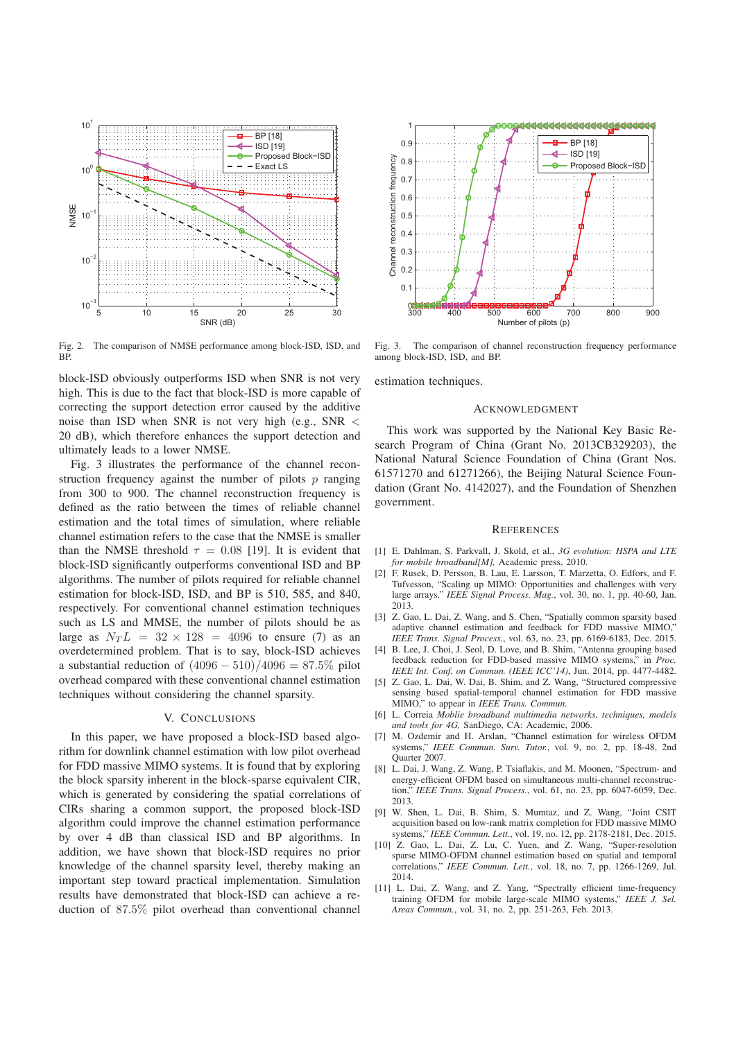Fig. 2. The comparison of NMSE performance among block-ISD, ISD, and BP.

Fig. 3. The comparison of channel reconstruction frequency performance among block-ISD, ISD, and BP.

block-ISD obviously outperforms ISD when SNR is not very high. This is due to the fact that block-ISD is more capable of correcting the support detection error caused by the additive noise than ISD when SNR is not very high (e.g., SNR $<$ 20 dB), which therefore enhances the support detection and ultimately leads to a lower NMSE.

Fig. 3 illustrates the performance of the channel reconstruction frequency against the number of pilots $p$ ranging from 300 to 900. The channel reconstruction frequency is defined as the ratio between the times of reliable channel estimation and the total times of simulation, where reliable channel estimation refers to the case that the NMSE is smaller than the NMSE threshold $\tau = 0.08$ [19]. It is evident that block-ISD significantly outperforms conventional ISD and BP algorithms. The number of pilots required for reliable channel estimation for block-ISD, ISD, and BP is 510, 585, and 840, respectively. For conventional channel estimation techniques such as LS and MMSE, the number of pilots should be as large as $N_T L = 32 \times 128 = 4096$ to ensure (7) as an overdetermined problem. That is to say, block-ISD achieves a substantial reduction of $(4096 - 510)/4096 = 87.5\%$ pilot overhead compared with these conventional channel estimation techniques without considering the channel sparsity.

## V. Conclusions

In this paper, we have proposed a block-ISD based algorithm for downlink channel estimation with low pilot overhead for FDD massive MIMO systems. It is found that by exploring the block sparsity inherent in the block-sparse equivalent CIR, which is generated by considering the spatial correlations of CIRs sharing a common support, the proposed block-ISD algorithm could improve the channel estimation performance by over 4 dB than classical ISD and BP algorithms. In addition, we have shown that block-ISD requires no prior knowledge of the channel sparsity level, thereby making an important step toward practical implementation. Simulation results have demonstrated that block-ISD can achieve a reduction of $87.5\%$ pilot overhead than conventional channel estimation techniques.

## Acknowledgment

This work was supported by the National Key Basic Research Program of China (Grant No. 2013CB329203), the National Natural Science Foundation of China (Grant Nos. 61571270 and 61271266), the Beijing Natural Science Foundation (Grant No. 4142027), and the Foundation of Shenzhen government.

## References

[1] E. Dahlman, S. Parkvall, J. Skold, et al., *3G evolution: HSPA and LTE for mobile broadband[M],* Academic press, 2010.

[2] F. Rusek, D. Persson, B. Lau, E. Larsson, T. Marzetta, O. Edfors, and F. Tufvesson, "Scaling up MIMO: Opportunities and challenges with very large arrays." *IEEE Signal Process. Mag.*, vol. 30, no. 1, pp. 40-60, Jan. 2013.

[3] Z. Gao, L. Dai, Z. Wang, and S. Chen, "Spatially common sparsity based adaptive channel estimation and feedback for FDD massive MIMO," *IEEE Trans. Signal Process.*, vol. 63, no. 23, pp. 6169-6183, Dec. 2015.

[4] B. Lee, J. Choi, J. Seol, D. Love, and B. Shim, "Antenna grouping based feedback reduction for FDD-based massive MIMO systems," in *Proc. IEEE Int. Conf. on Commun. (IEEE ICC'14)*, Jun. 2014, pp. 4477-4482.

[5] Z. Gao, L. Dai, W. Dai, B. Shim, and Z. Wang, "Structured compressive sensing based spatial-temporal channel estimation for FDD massive MIMO," to appear in *IEEE Trans. Commun.*

[6] L. Correia *Moblie broadband multimedia networks, techniques, models and tools for 4G,* SanDiego, CA: Academic, 2006.

[7] M. Ozdemir and H. Arslan, "Channel estimation for wireless OFDM systems," *IEEE Commun. Surv. Tutor.*, vol. 9, no. 2, pp. 18-48, 2nd Quarter 2007.

[8] L. Dai, J. Wang, Z. Wang, P. Tsiaflakis, and M. Moonen, "Spectrum- and energy-efficient OFDM based on simultaneous multi-channel reconstruction," *IEEE Trans. Signal Process.*, vol. 61, no. 23, pp. 6047-6059, Dec. 2013.

[9] W. Shen, L. Dai, B. Shim, S. Mumtaz, and Z. Wang, "Joint CSIT acquisition based on low-rank matrix completion for FDD massive MIMO systems," *IEEE Commun. Lett.*, vol. 19, no. 12, pp. 2178-2181, Dec. 2015.

[10] Z. Gao, L. Dai, Z. Lu, C. Yuen, and Z. Wang, "Super-resolution sparse MIMO-OFDM channel estimation based on spatial and temporal correlations," *IEEE Commun. Lett.*, vol. 18, no. 7, pp. 1266-1269, Jul. 2014.

[11] L. Dai, Z. Wang, and Z. Yang, "Spectrally efficient time-frequency training OFDM for mobile large-scale MIMO systems," *IEEE J. Sel. Areas Commun.*, vol. 31, no. 2, pp. 251-263, Feb. 2013.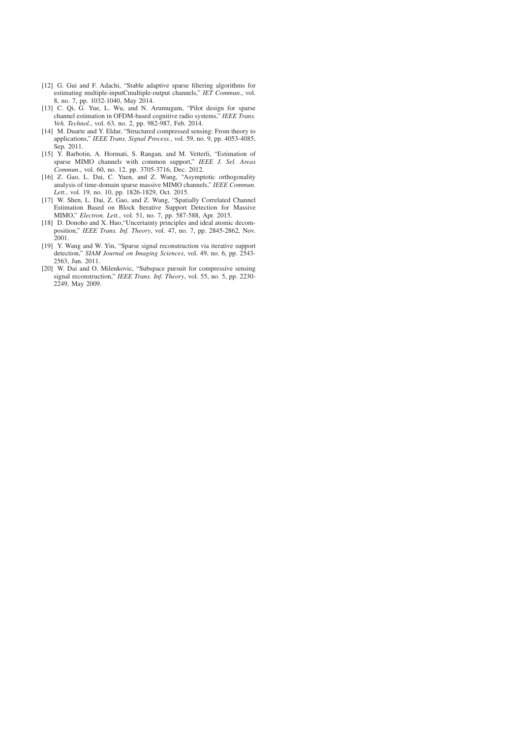- [12] G. Gui and F. Adachi, "Stable adaptive sparse filtering algorithms for estimating multiple-inputCmultiple-output channels," *IET Commun.*, vol. 8, no. 7, pp. 1032-1040, May 2014.
- [13] C. Qi, G. Yue, L. Wu, and N. Arumugam, "Pilot design for sparse channel estimation in OFDM-based cognitive radio systems," *IEEE Trans. Veh. Technol.*, vol. 63, no. 2, pp. 982-987, Feb. 2014.
- [14] M. Duarte and Y. Eldar, "Structured compressed sensing: From theory to applications," *IEEE Trans. Signal Process.*, vol. 59, no. 9, pp. 4053-4085, Sep. 2011.
- [15] Y. Barbotin, A. Hormati, S. Rangan, and M. Vetterli, "Estimation of sparse MIMO channels with common support," *IEEE J. Sel. Areas Commun.*, vol. 60, no. 12, pp. 3705-3716, Dec. 2012.
- [16] Z. Gao, L. Dai, C. Yuen, and Z. Wang, "Asymptotic orthogonality analysis of time-domain sparse massive MIMO channels," *IEEE Commun. Lett.*, vol. 19, no. 10, pp. 1826-1829, Oct. 2015.
- [17] W. Shen, L. Dai, Z. Gao, and Z. Wang, "Spatially Correlated Channel Estimation Based on Block Iterative Support Detection for Massive MIMO," *Electron. Lett.*, vol. 51, no. 7, pp. 587-588, Apr. 2015.
- [18] D. Donoho and X. Huo,"Uncertainty principles and ideal atomic decomposition," *IEEE Trans. Inf. Theory*, vol. 47, no. 7, pp. 2845-2862, Nov. 2001.
- [19] Y. Wang and W. Yin, "Sparse signal reconstruction via iterative support detection," *SIAM Journal on Imaging Sciences*, vol. 49, no. 6, pp. 2543-2563, Jun. 2011.
- [20] W. Dai and O. Milenkovic, "Subspace pursuit for compressive sensing signal reconstruction," *IEEE Trans. Inf. Theory*, vol. 55, no. 5, pp. 2230-2249, May 2009.